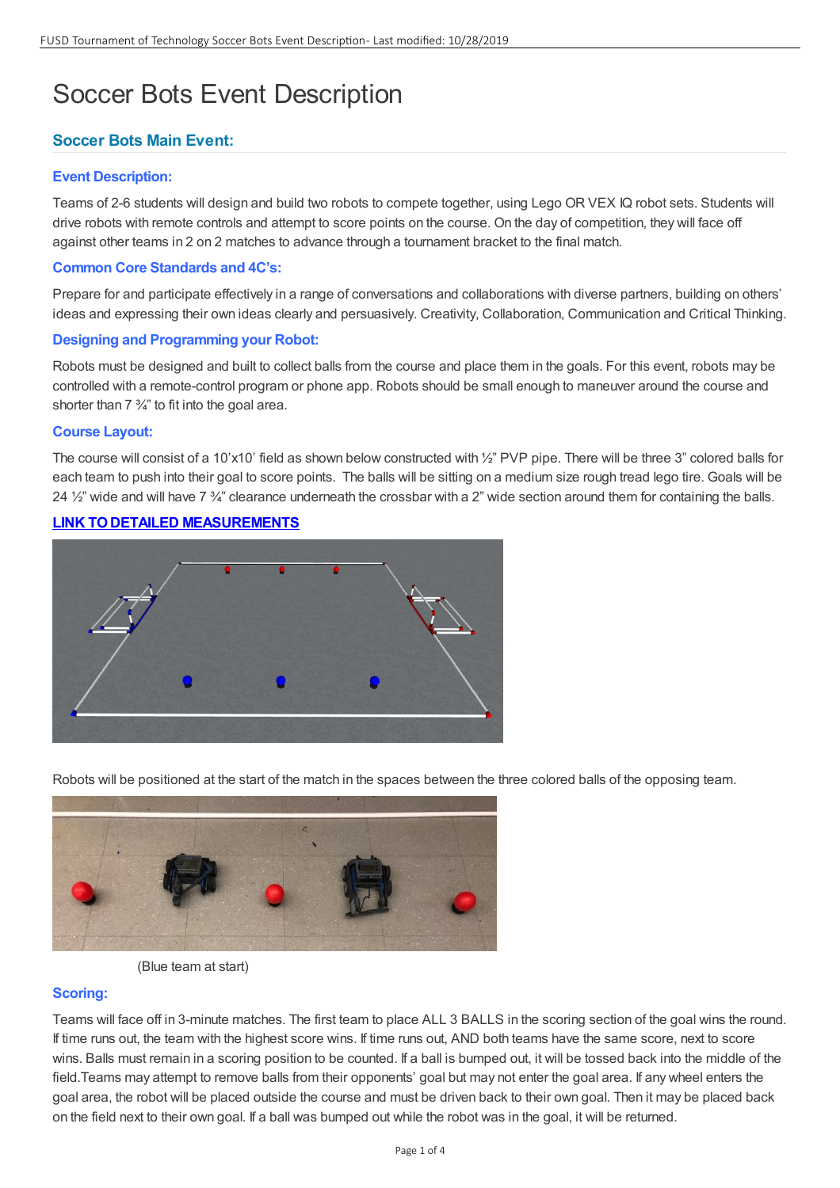# Soccer Bots Event Description

## Soccer Bots Main Event:

### Event Description:

Teams of 2-6 students will design and build two robots to compete together, using Lego OR VEX IQ robot sets. Students will drive robots with remote controls and attempt to score points on the course. On the day of competition, they will face off against other teams in 2 on 2 matches to advance through a tournament bracket to the final match.

### Common Core Standards and 4C's:

Prepare for and participate effectively in a range of conversations and collaborations with diverse partners, building on others' ideas and expressing their own ideas clearly and persuasively. Creativity, Collaboration, Communication and Critical Thinking.

### Designing and Programming your Robot:

Robots must be designed and built to collect balls from the course and place them in the goals. For this event, robots may be controlled with a remote-control program or phone app. Robots should be small enough to maneuver around the course and shorter than 7 ¾" to fit into the goal area.

### Course Layout:

The course will consist of a 10'x10' field as shown below constructed with ½" PVP pipe. There will be three 3" colored balls for each team to push into their goal to score points. The balls will be sitting on a medium size rough tread lego tire. Goals will be 24 ½" wide and will have 7 ¾" clearance underneath the crossbar with a 2" wide section around them for containing the balls.

**LINK TO DETAILED MEASUREMENTS**

Robots will be positioned at the start of the match in the spaces between the three colored balls of the opposing team.

(Blue team at start)

### Scoring:

Teams will face off in 3-minute matches. The first team to place ALL 3 BALLS in the scoring section of the goal wins the round. If time runs out, the team with the highest score wins. If time runs out, AND both teams have the same score, next to score wins. Balls must remain in a scoring position to be counted. If a ball is bumped out, it will be tossed back into the middle of the field.Teams may attempt to remove balls from their opponents' goal but may not enter the goal area. If any wheel enters the goal area, the robot will be placed outside the course and must be driven back to their own goal. Then it may be placed back on the field next to their own goal. If a ball was bumped out while the robot was in the goal, it will be returned.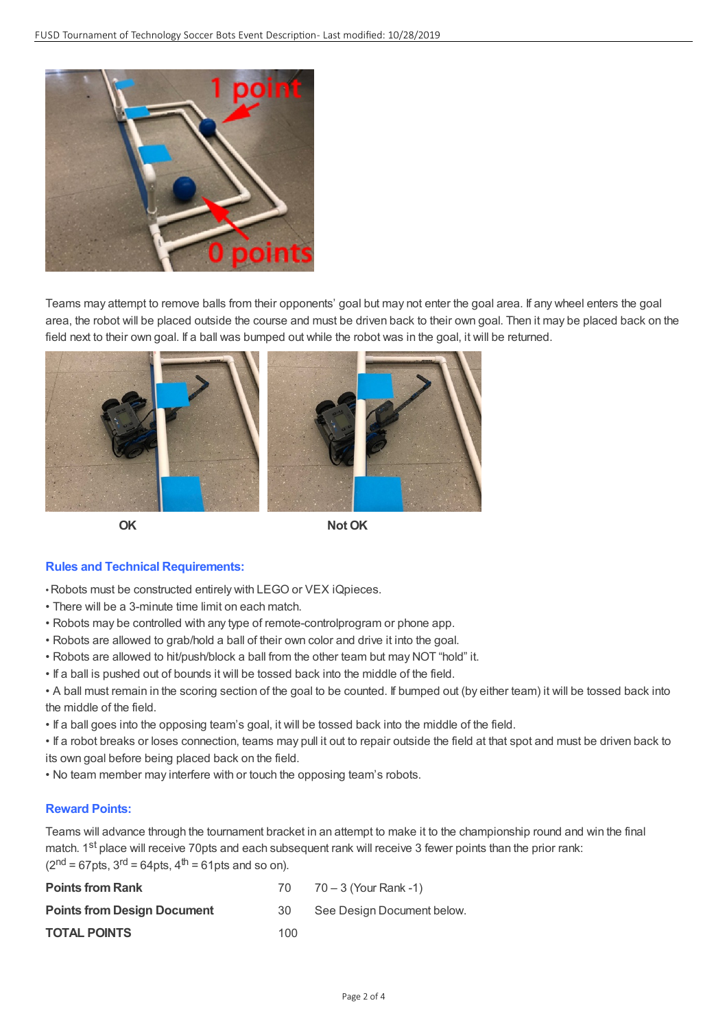Teams may attempt to remove balls from their opponents' goal but may not enter the goal area. If any wheel enters the goal area, the robot will be placed outside the course and must be driven back to their own goal. Then it may be placed back on the field next to their own goal. If a ball was bumped out while the robot was in the goal, it will be returned.

**OK** **Not OK**

### Rules and Technical Requirements:

- Robots must be constructed entirely with LEGO or VEX iQpieces.
- There will be a 3-minute time limit on each match.
- Robots may be controlled with any type of remote-controlprogram or phone app.
- Robots are allowed to grab/hold a ball of their own color and drive it into the goal.
- Robots are allowed to hit/push/block a ball from the other team but may NOT "hold" it.
- If a ball is pushed out of bounds it will be tossed back into the middle of the field.
- A ball must remain in the scoring section of the goal to be counted. If bumped out (by either team) it will be tossed back into the middle of the field.
- If a ball goes into the opposing team's goal, it will be tossed back into the middle of the field.
- If a robot breaks or loses connection, teams may pull it out to repair outside the field at that spot and must be driven back to its own goal before being placed back on the field.
- No team member may interfere with or touch the opposing team's robots.

### Reward Points:

Teams will advance through the tournament bracket in an attempt to make it to the championship round and win the final match. 1st place will receive 70pts and each subsequent rank will receive 3 fewer points than the prior rank: (2nd = 67pts, 3rd = 64pts, 4th = 61pts and so on).

| | | |
|---|---|---|
| **Points from Rank** | 70 | 70 – 3 (Your Rank -1) |
| **Points from Design Document** | 30 | See Design Document below. |
| **TOTAL POINTS** | 100 | |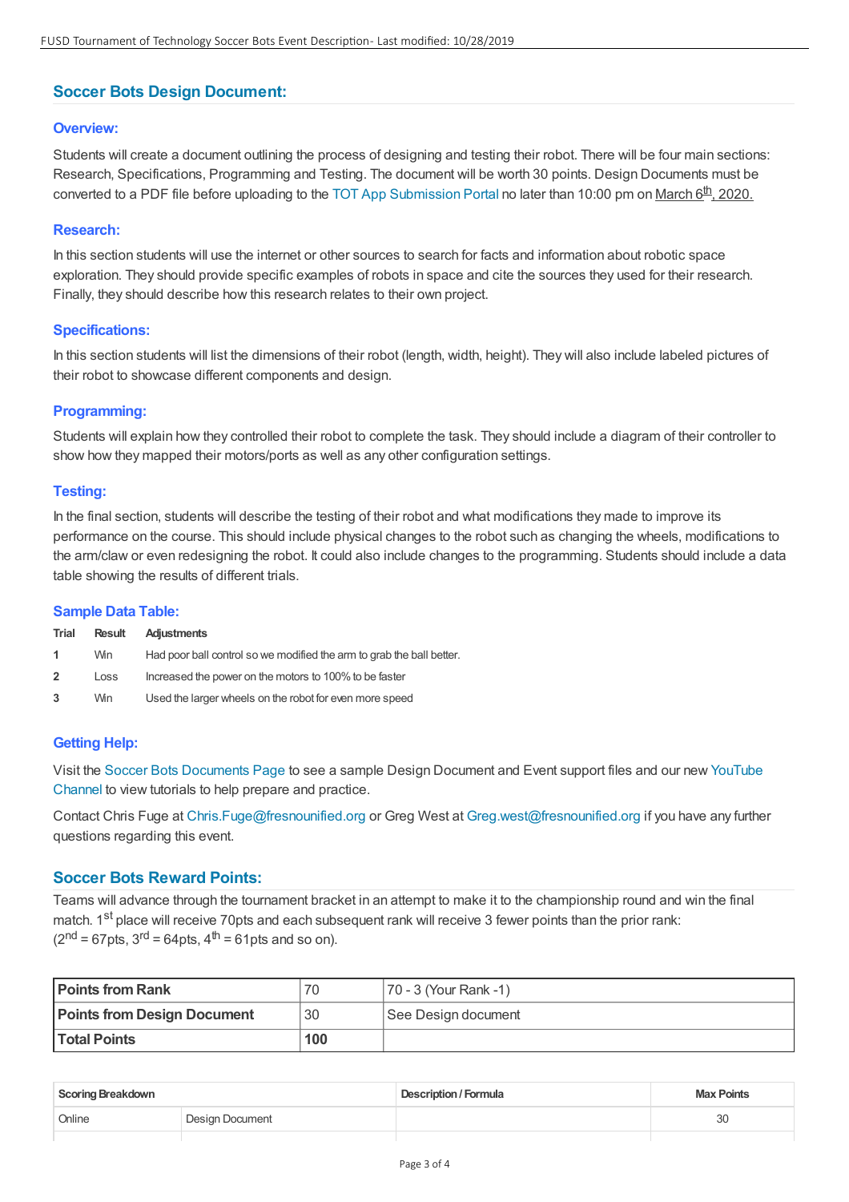## Soccer Bots Design Document:

### Overview:

Students will create a document outlining the process of designing and testing their robot. There will be four main sections: Research, Specifications, Programming and Testing. The document will be worth 30 points. Design Documents must be converted to a PDF file before uploading to the TOT App Submission Portal no later than 10:00 pm on March 6th, 2020.

### Research:

In this section students will use the internet or other sources to search for facts and information about robotic space exploration. They should provide specific examples of robots in space and cite the sources they used for their research. Finally, they should describe how this research relates to their own project.

### Specifications:

In this section students will list the dimensions of their robot (length, width, height). They will also include labeled pictures of their robot to showcase different components and design.

### Programming:

Students will explain how they controlled their robot to complete the task. They should include a diagram of their controller to show how they mapped their motors/ports as well as any other configuration settings.

### Testing:

In the final section, students will describe the testing of their robot and what modifications they made to improve its performance on the course. This should include physical changes to the robot such as changing the wheels, modifications to the arm/claw or even redesigning the robot. It could also include changes to the programming. Students should include a data table showing the results of different trials.

### Sample Data Table:

| Trial | Result | Adjustments |
|---|---|---|
| 1 | Win | Had poor ball control so we modified the arm to grab the ball better. |
| 2 | Loss | Increased the power on the motors to 100% to be faster |
| 3 | Win | Used the larger wheels on the robot for even more speed |

### Getting Help:

Visit the Soccer Bots Documents Page to see a sample Design Document and Event support files and our new YouTube Channel to view tutorials to help prepare and practice.

Contact Chris Fuge at Chris.Fuge@fresnounified.org or Greg West at Greg.west@fresnounified.org if you have any further questions regarding this event.

## Soccer Bots Reward Points:

Teams will advance through the tournament bracket in an attempt to make it to the championship round and win the final match. 1st place will receive 70pts and each subsequent rank will receive 3 fewer points than the prior rank: (2nd = 67pts, 3rd = 64pts, 4th = 61pts and so on).

| Points from Rank | 70 | 70 - 3 (Your Rank -1) |
|---|---|---|
| **Points from Design Document** | 30 | See Design document |
| **Total Points** | **100** | |

| Scoring Breakdown | | Description / Formula | Max Points |
|---|---|---|---|
| Online | Design Document | | 30 |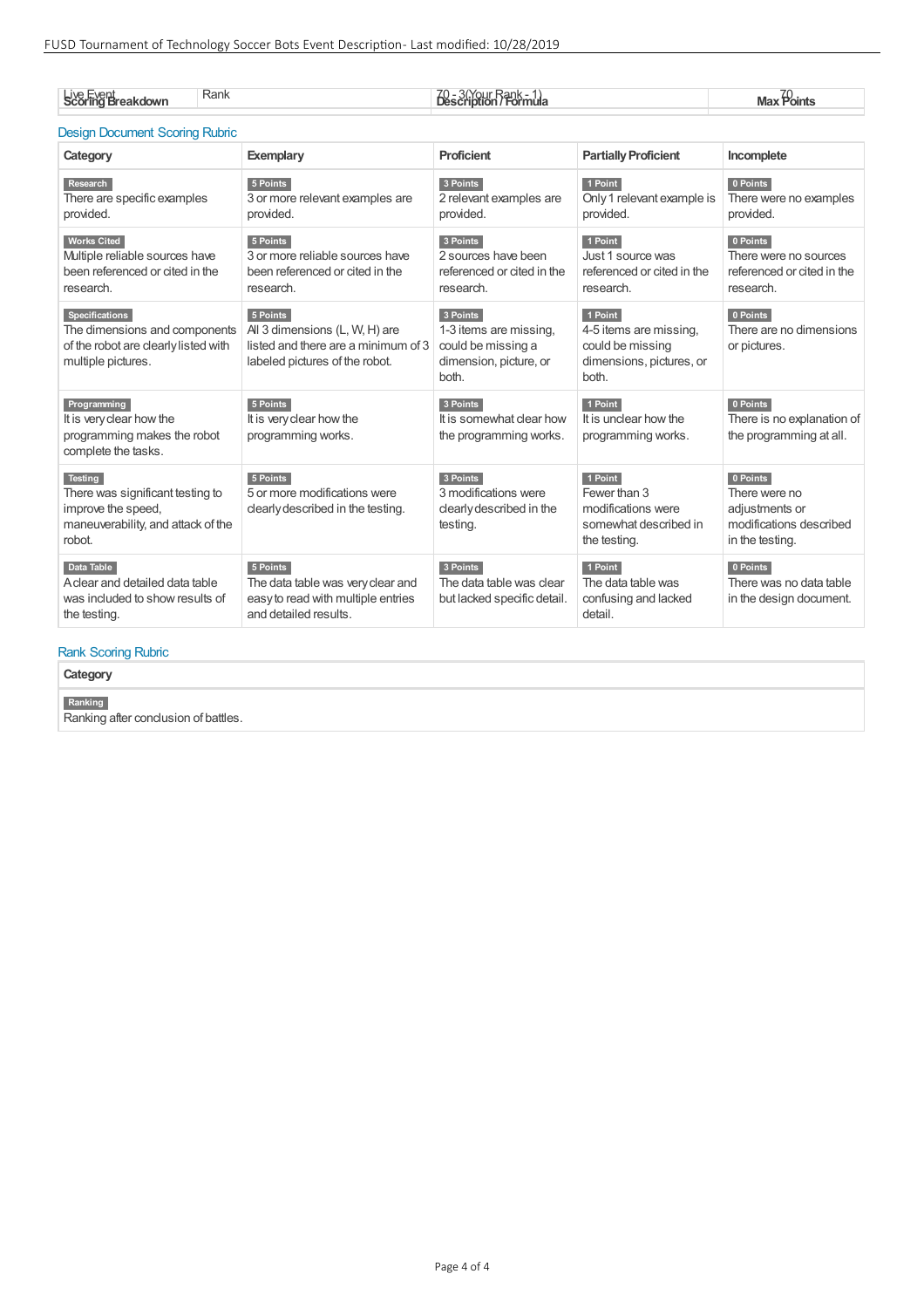| Scoring Breakdown | | Description / Formula | Max Points |
|---|---|---|---|
| Live Event | Rank | 70 - 3(Your Rank - 1) | 70 |

### Design Document Scoring Rubric

| Category | Exemplary | Proficient | Partially Proficient | Incomplete |
|---|---|---|---|---|
| **Research** There are specific examples provided. | **5 Points** 3 or more relevant examples are provided. | **3 Points** 2 relevant examples are provided. | **1 Point** Only 1 relevant example is provided. | **0 Points** There were no examples provided. |
| **Works Cited** Multiple reliable sources have been referenced or cited in the research. | **5 Points** 3 or more reliable sources have been referenced or cited in the research. | **3 Points** 2 sources have been referenced or cited in the research. | **1 Point** Just 1 source was referenced or cited in the research. | **0 Points** There were no sources referenced or cited in the research. |
| **Specifications** The dimensions and components of the robot are clearly listed with multiple pictures. | **5 Points** All 3 dimensions (L, W, H) are listed and there are a minimum of 3 labeled pictures of the robot. | **3 Points** 1-3 items are missing, could be missing a dimension, picture, or both. | **1 Point** 4-5 items are missing, could be missing dimensions, pictures, or both. | **0 Points** There are no dimensions or pictures. |
| **Programming** It is very clear how the programming makes the robot complete the tasks. | **5 Points** It is very clear how the programming works. | **3 Points** It is somewhat clear how the programming works. | **1 Point** It is unclear how the programming works. | **0 Points** There is no explanation of the programming at all. |
| **Testing** There was significant testing to improve the speed, maneuverability, and attack of the robot. | **5 Points** 5 or more modifications were clearly described in the testing. | **3 Points** 3 modifications were clearly described in the testing. | **1 Point** Fewer than 3 modifications were somewhat described in the testing. | **0 Points** There were no adjustments or modifications described in the testing. |
| **Data Table** A clear and detailed data table was included to show results of the testing. | **5 Points** The data table was very clear and easy to read with multiple entries and detailed results. | **3 Points** The data table was clear but lacked specific detail. | **1 Point** The data table was confusing and lacked detail. | **0 Points** There was no data table in the design document. |

### Rank Scoring Rubric

| Category |
|---|
| **Ranking** Ranking after conclusion of battles. |